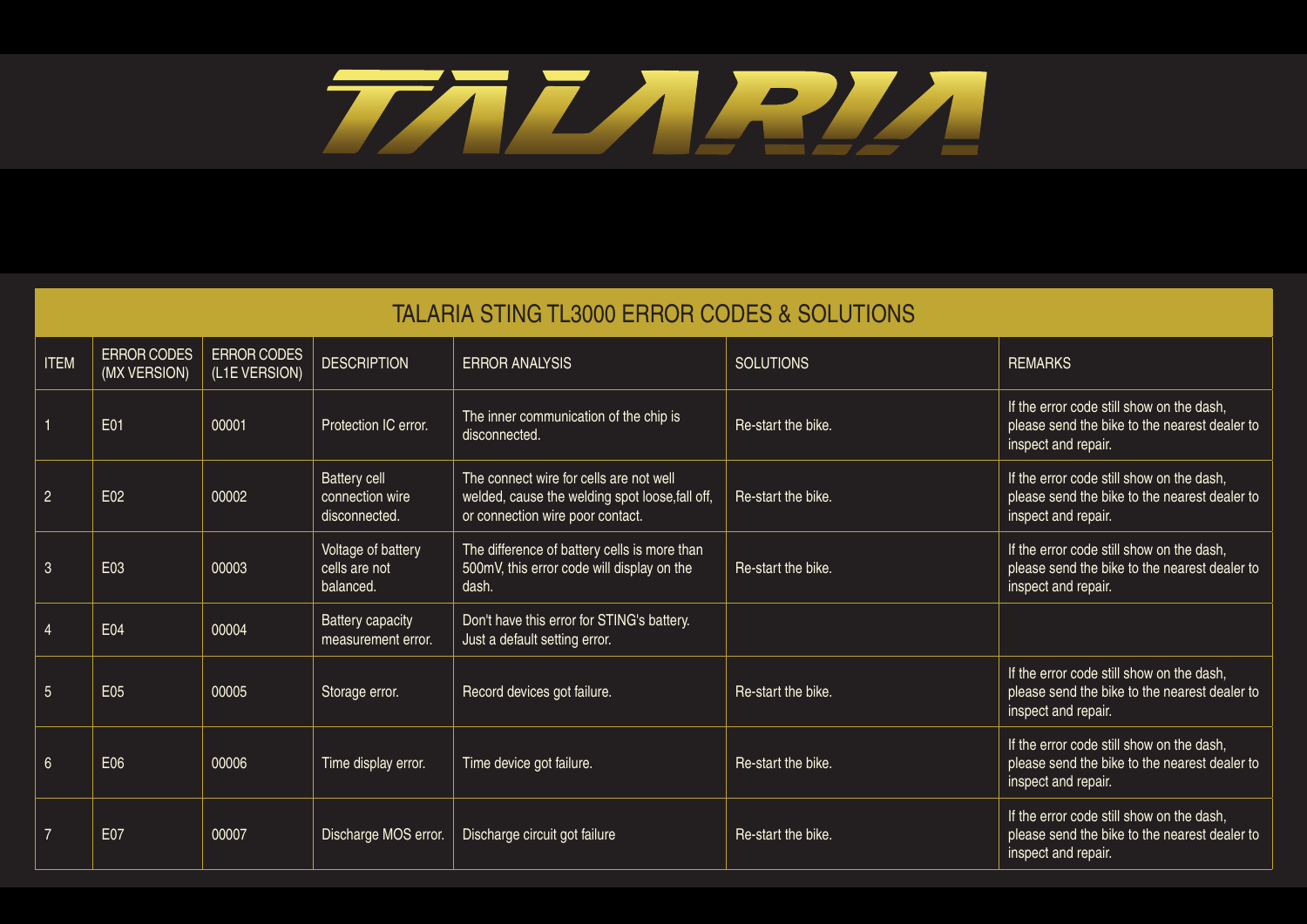# TALARIA

## TALARIA STING TL3000 ERROR CODES & SOLUTIONS

| ITEM | ERROR CODES (MX VERSION) | ERROR CODES (L1E VERSION) | DESCRIPTION | ERROR ANALYSIS | SOLUTIONS | REMARKS |
|---|---|---|---|---|---|---|
| 1 | E01 | 00001 | Protection IC error. | The inner communication of the chip is disconnected. | Re-start the bike. | If the error code still show on the dash, please send the bike to the nearest dealer to inspect and repair. |
| 2 | E02 | 00002 | Battery cell connection wire disconnected. | The connect wire for cells are not well welded, cause the welding spot loose,fall off, or connection wire poor contact. | Re-start the bike. | If the error code still show on the dash, please send the bike to the nearest dealer to inspect and repair. |
| 3 | E03 | 00003 | Voltage of battery cells are not balanced. | The difference of battery cells is more than 500mV, this error code will display on the dash. | Re-start the bike. | If the error code still show on the dash, please send the bike to the nearest dealer to inspect and repair. |
| 4 | E04 | 00004 | Battery capacity measurement error. | Don't have this error for STING's battery. Just a default setting error. | | |
| 5 | E05 | 00005 | Storage error. | Record devices got failure. | Re-start the bike. | If the error code still show on the dash, please send the bike to the nearest dealer to inspect and repair. |
| 6 | E06 | 00006 | Time display error. | Time device got failure. | Re-start the bike. | If the error code still show on the dash, please send the bike to the nearest dealer to inspect and repair. |
| 7 | E07 | 00007 | Discharge MOS error. | Discharge circuit got failure | Re-start the bike. | If the error code still show on the dash, please send the bike to the nearest dealer to inspect and repair. |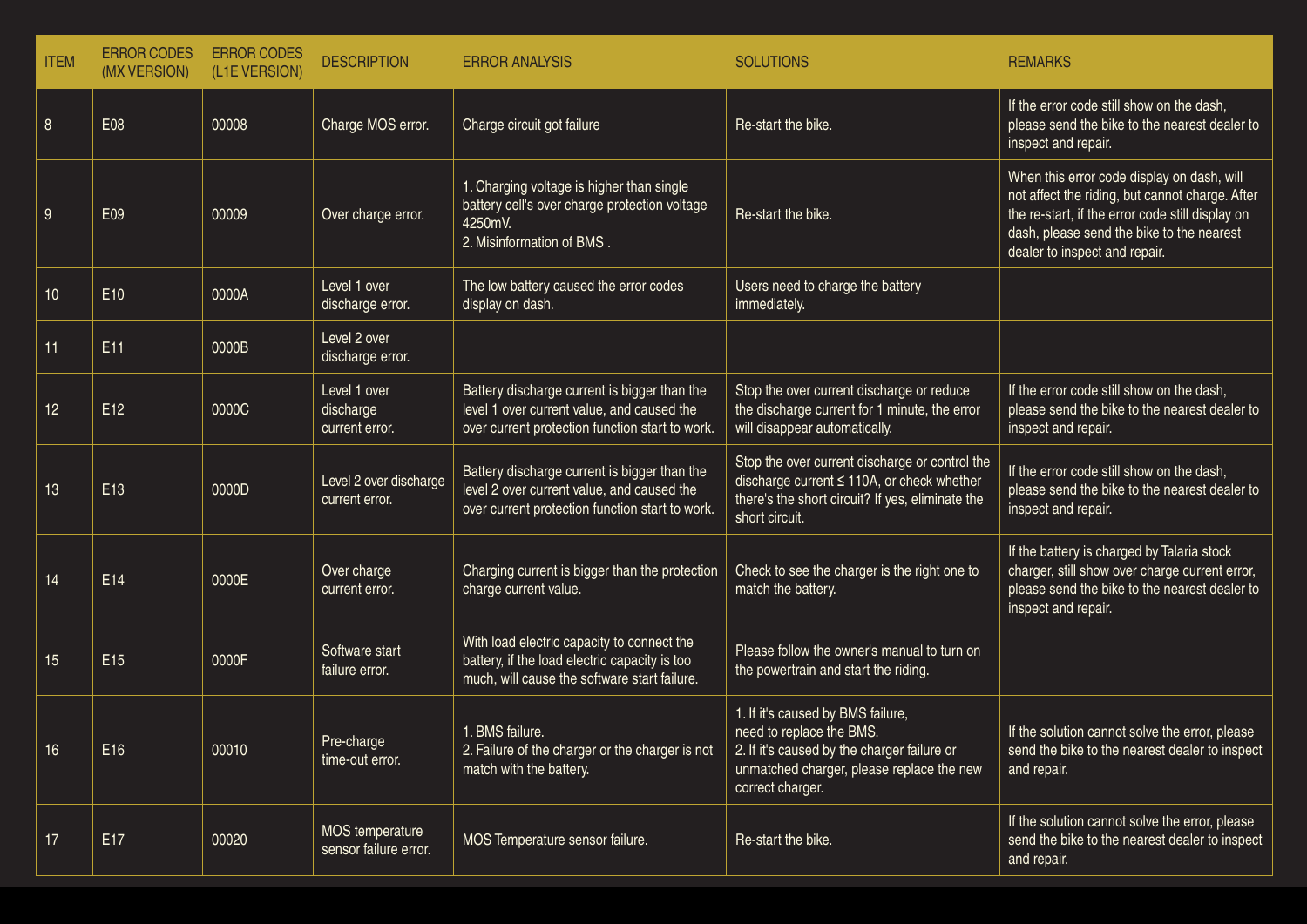| ITEM | ERROR CODES (MX VERSION) | ERROR CODES (L1E VERSION) | DESCRIPTION | ERROR ANALYSIS | SOLUTIONS | REMARKS |
|---|---|---|---|---|---|---|
| 8 | E08 | 00008 | Charge MOS error. | Charge circuit got failure | Re-start the bike. | If the error code still show on the dash, please send the bike to the nearest dealer to inspect and repair. |
| 9 | E09 | 00009 | Over charge error. | 1. Charging voltage is higher than single battery cell's over charge protection voltage 4250mV.<br>2. Misinformation of BMS . | Re-start the bike. | When this error code display on dash, will not affect the riding, but cannot charge. After the re-start, if the error code still display on dash, please send the bike to the nearest dealer to inspect and repair. |
| 10 | E10 | 0000A | Level 1 over discharge error. | The low battery caused the error codes display on dash. | Users need to charge the battery immediately. | |
| 11 | E11 | 0000B | Level 2 over discharge error. | | | |
| 12 | E12 | 0000C | Level 1 over discharge current error. | Battery discharge current is bigger than the level 1 over current value, and caused the over current protection function start to work. | Stop the over current discharge or reduce the discharge current for 1 minute, the error will disappear automatically. | If the error code still show on the dash, please send the bike to the nearest dealer to inspect and repair. |
| 13 | E13 | 0000D | Level 2 over discharge current error. | Battery discharge current is bigger than the level 2 over current value, and caused the over current protection function start to work. | Stop the over current discharge or control the discharge current ≤ 110A, or check whether there's the short circuit? If yes, eliminate the short circuit. | If the error code still show on the dash, please send the bike to the nearest dealer to inspect and repair. |
| 14 | E14 | 0000E | Over charge current error. | Charging current is bigger than the protection charge current value. | Check to see the charger is the right one to match the battery. | If the battery is charged by Talaria stock charger, still show over charge current error, please send the bike to the nearest dealer to inspect and repair. |
| 15 | E15 | 0000F | Software start failure error. | With load electric capacity to connect the battery, if the load electric capacity is too much, will cause the software start failure. | Please follow the owner's manual to turn on the powertrain and start the riding. | |
| 16 | E16 | 00010 | Pre-charge time-out error. | 1. BMS failure.<br>2. Failure of the charger or the charger is not match with the battery. | 1. If it's caused by BMS failure, need to replace the BMS.<br>2. If it's caused by the charger failure or unmatched charger, please replace the new correct charger. | If the solution cannot solve the error, please send the bike to the nearest dealer to inspect and repair. |
| 17 | E17 | 00020 | MOS temperature sensor failure error. | MOS Temperature sensor failure. | Re-start the bike. | If the solution cannot solve the error, please send the bike to the nearest dealer to inspect and repair. |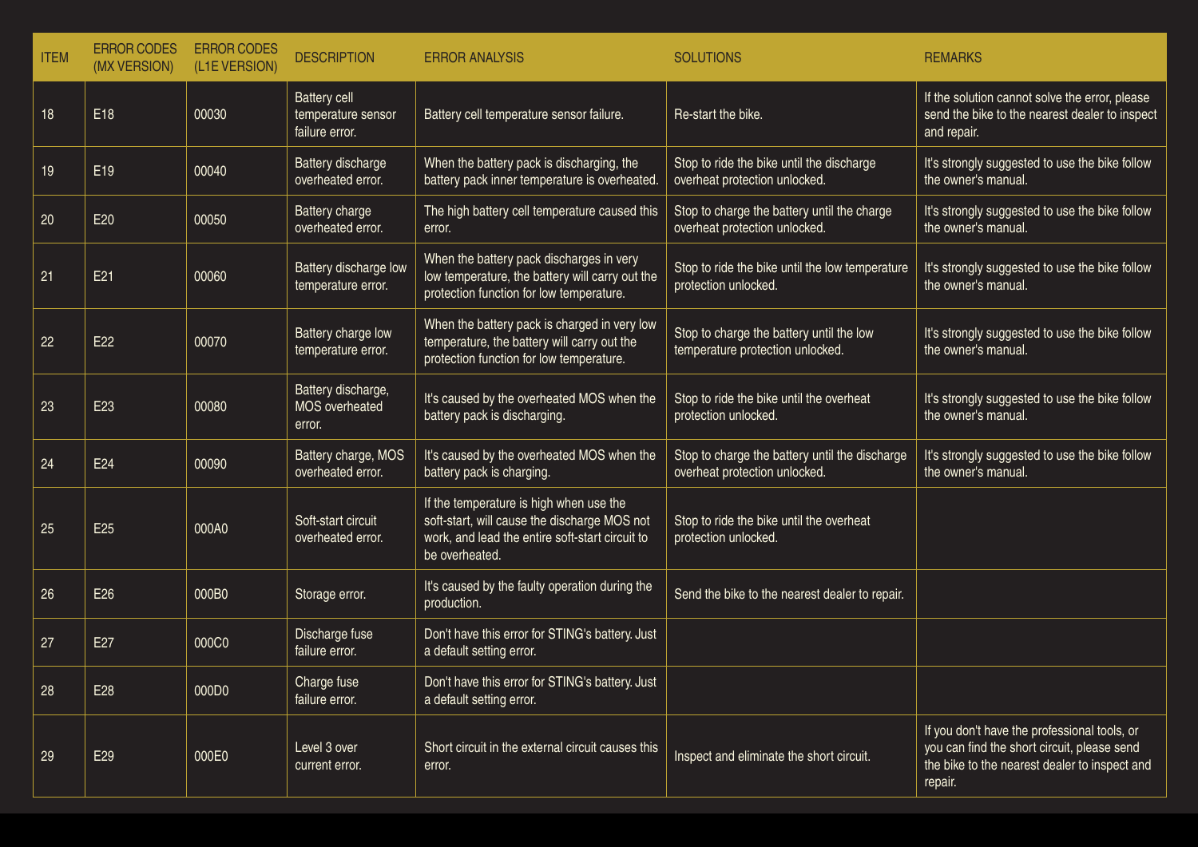| ITEM | ERROR CODES (MX VERSION) | ERROR CODES (L1E VERSION) | DESCRIPTION | ERROR ANALYSIS | SOLUTIONS | REMARKS |
|---|---|---|---|---|---|---|
| 18 | E18 | 00030 | Battery cell temperature sensor failure error. | Battery cell temperature sensor failure. | Re-start the bike. | If the solution cannot solve the error, please send the bike to the nearest dealer to inspect and repair. |
| 19 | E19 | 00040 | Battery discharge overheated error. | When the battery pack is discharging, the battery pack inner temperature is overheated. | Stop to ride the bike until the discharge overheat protection unlocked. | It's strongly suggested to use the bike follow the owner's manual. |
| 20 | E20 | 00050 | Battery charge overheated error. | The high battery cell temperature caused this error. | Stop to charge the battery until the charge overheat protection unlocked. | It's strongly suggested to use the bike follow the owner's manual. |
| 21 | E21 | 00060 | Battery discharge low temperature error. | When the battery pack discharges in very low temperature, the battery will carry out the protection function for low temperature. | Stop to ride the bike until the low temperature protection unlocked. | It's strongly suggested to use the bike follow the owner's manual. |
| 22 | E22 | 00070 | Battery charge low temperature error. | When the battery pack is charged in very low temperature, the battery will carry out the protection function for low temperature. | Stop to charge the battery until the low temperature protection unlocked. | It's strongly suggested to use the bike follow the owner's manual. |
| 23 | E23 | 00080 | Battery discharge, MOS overheated error. | It's caused by the overheated MOS when the battery pack is discharging. | Stop to ride the bike until the overheat protection unlocked. | It's strongly suggested to use the bike follow the owner's manual. |
| 24 | E24 | 00090 | Battery charge, MOS overheated error. | It's caused by the overheated MOS when the battery pack is charging. | Stop to charge the battery until the discharge overheat protection unlocked. | It's strongly suggested to use the bike follow the owner's manual. |
| 25 | E25 | 000A0 | Soft-start circuit overheated error. | If the temperature is high when use the soft-start, will cause the discharge MOS not work, and lead the entire soft-start circuit to be overheated. | Stop to ride the bike until the overheat protection unlocked. | |
| 26 | E26 | 000B0 | Storage error. | It's caused by the faulty operation during the production. | Send the bike to the nearest dealer to repair. | |
| 27 | E27 | 000C0 | Discharge fuse failure error. | Don't have this error for STING's battery. Just a default setting error. | | |
| 28 | E28 | 000D0 | Charge fuse failure error. | Don't have this error for STING's battery. Just a default setting error. | | |
| 29 | E29 | 000E0 | Level 3 over current error. | Short circuit in the external circuit causes this error. | Inspect and eliminate the short circuit. | If you don't have the professional tools, or you can find the short circuit, please send the bike to the nearest dealer to inspect and repair. |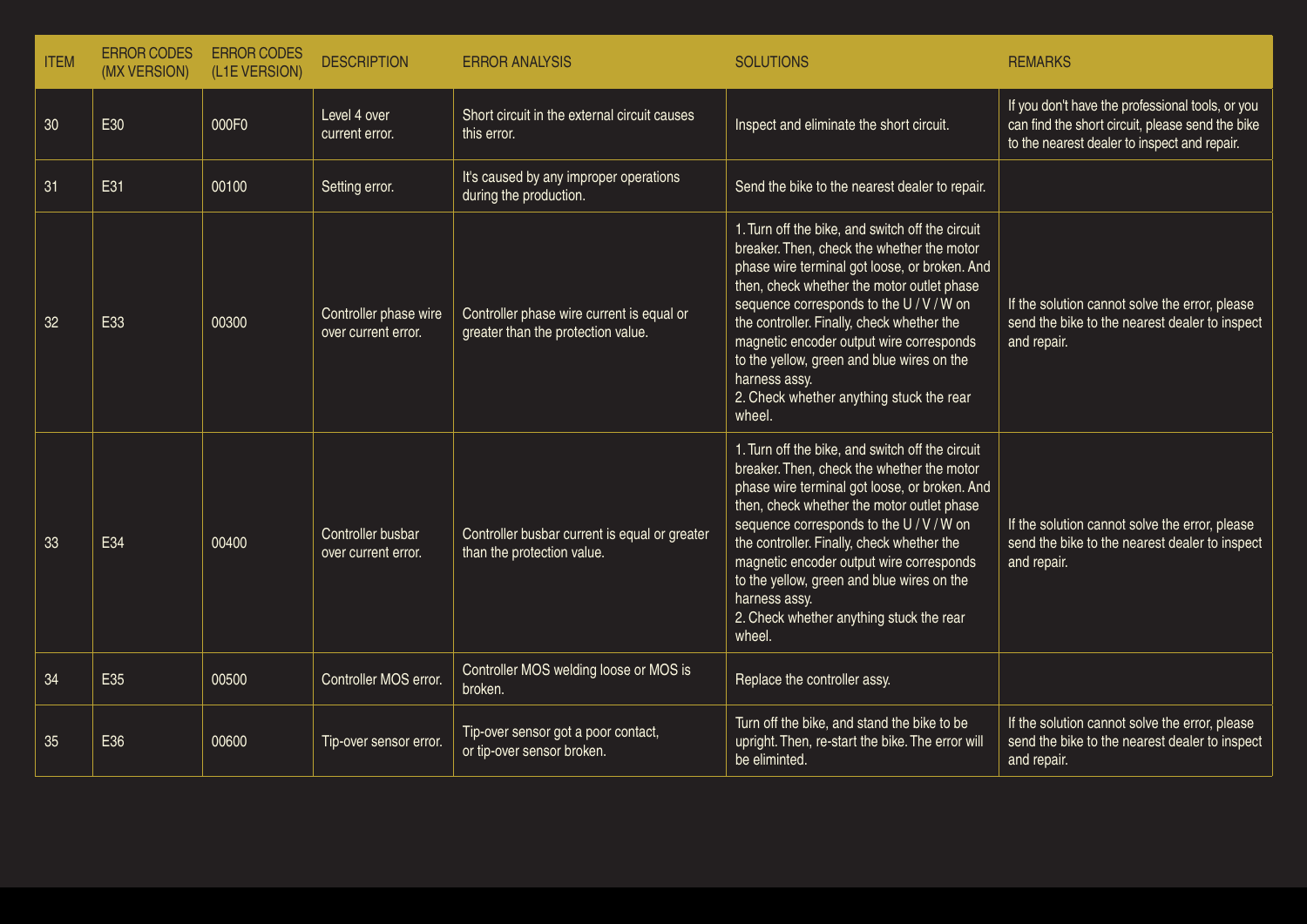| ITEM | ERROR CODES (MX VERSION) | ERROR CODES (L1E VERSION) | DESCRIPTION | ERROR ANALYSIS | SOLUTIONS | REMARKS |
| --- | --- | --- | --- | --- | --- | --- |
| 30 | E30 | 000F0 | Level 4 over current error. | Short circuit in the external circuit causes this error. | Inspect and eliminate the short circuit. | If you don't have the professional tools, or you can find the short circuit, please send the bike to the nearest dealer to inspect and repair. |
| 31 | E31 | 00100 | Setting error. | It's caused by any improper operations during the production. | Send the bike to the nearest dealer to repair. | |
| 32 | E33 | 00300 | Controller phase wire over current error. | Controller phase wire current is equal or greater than the protection value. | 1. Turn off the bike, and switch off the circuit breaker. Then, check the whether the motor phase wire terminal got loose, or broken. And then, check whether the motor outlet phase sequence corresponds to the U / V / W on the controller. Finally, check whether the magnetic encoder output wire corresponds to the yellow, green and blue wires on the harness assy.<br>2. Check whether anything stuck the rear wheel. | If the solution cannot solve the error, please send the bike to the nearest dealer to inspect and repair. |
| 33 | E34 | 00400 | Controller busbar over current error. | Controller busbar current is equal or greater than the protection value. | 1. Turn off the bike, and switch off the circuit breaker. Then, check the whether the motor phase wire terminal got loose, or broken. And then, check whether the motor outlet phase sequence corresponds to the U / V / W on the controller. Finally, check whether the magnetic encoder output wire corresponds to the yellow, green and blue wires on the harness assy.<br>2. Check whether anything stuck the rear wheel. | If the solution cannot solve the error, please send the bike to the nearest dealer to inspect and repair. |
| 34 | E35 | 00500 | Controller MOS error. | Controller MOS welding loose or MOS is broken. | Replace the controller assy. | |
| 35 | E36 | 00600 | Tip-over sensor error. | Tip-over sensor got a poor contact, or tip-over sensor broken. | Turn off the bike, and stand the bike to be upright. Then, re-start the bike. The error will be eliminted. | If the solution cannot solve the error, please send the bike to the nearest dealer to inspect and repair. |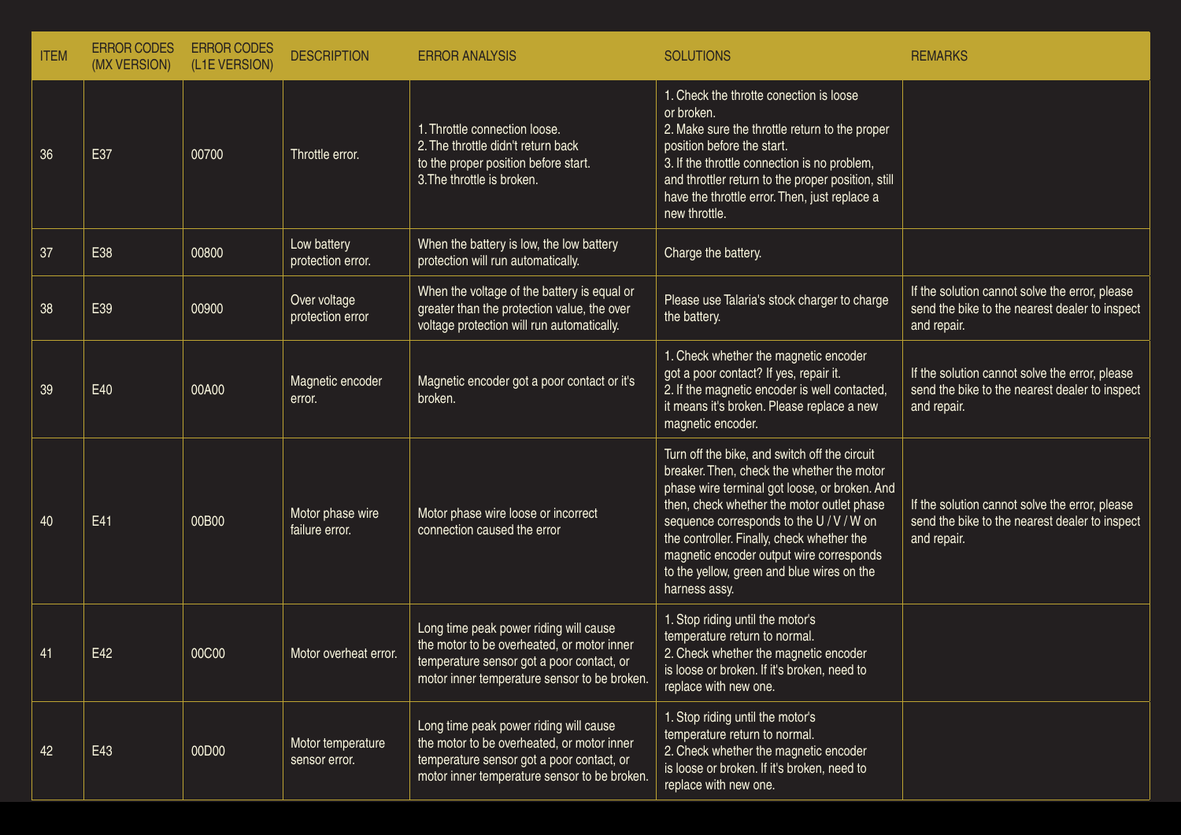| ITEM | ERROR CODES (MX VERSION) | ERROR CODES (L1E VERSION) | DESCRIPTION | ERROR ANALYSIS | SOLUTIONS | REMARKS |
|---|---|---|---|---|---|---|
| 36 | E37 | 00700 | Throttle error. | 1. Throttle connection loose.<br>2. The throttle didn't return back to the proper position before start.<br>3.The throttle is broken. | 1. Check the throtte conection is loose or broken.<br>2. Make sure the throttle return to the proper position before the start.<br>3. If the throttle connection is no problem, and throttler return to the proper position, still have the throttle error. Then, just replace a new throttle. | |
| 37 | E38 | 00800 | Low battery protection error. | When the battery is low, the low battery protection will run automatically. | Charge the battery. | |
| 38 | E39 | 00900 | Over voltage protection error | When the voltage of the battery is equal or greater than the protection value, the over voltage protection will run automatically. | Please use Talaria's stock charger to charge the battery. | If the solution cannot solve the error, please send the bike to the nearest dealer to inspect and repair. |
| 39 | E40 | 00A00 | Magnetic encoder error. | Magnetic encoder got a poor contact or it's broken. | 1. Check whether the magnetic encoder got a poor contact? If yes, repair it.<br>2. If the magnetic encoder is well contacted, it means it's broken. Please replace a new magnetic encoder. | If the solution cannot solve the error, please send the bike to the nearest dealer to inspect and repair. |
| 40 | E41 | 00B00 | Motor phase wire failure error. | Motor phase wire loose or incorrect connection caused the error | Turn off the bike, and switch off the circuit breaker. Then, check the whether the motor phase wire terminal got loose, or broken. And then, check whether the motor outlet phase sequence corresponds to the U / V / W on the controller. Finally, check whether the magnetic encoder output wire corresponds to the yellow, green and blue wires on the harness assy. | If the solution cannot solve the error, please send the bike to the nearest dealer to inspect and repair. |
| 41 | E42 | 00C00 | Motor overheat error. | Long time peak power riding will cause the motor to be overheated, or motor inner temperature sensor got a poor contact, or motor inner temperature sensor to be broken. | 1. Stop riding until the motor's temperature return to normal.<br>2. Check whether the magnetic encoder is loose or broken. If it's broken, need to replace with new one. | |
| 42 | E43 | 00D00 | Motor temperature sensor error. | Long time peak power riding will cause the motor to be overheated, or motor inner temperature sensor got a poor contact, or motor inner temperature sensor to be broken. | 1. Stop riding until the motor's temperature return to normal.<br>2. Check whether the magnetic encoder is loose or broken. If it's broken, need to replace with new one. | |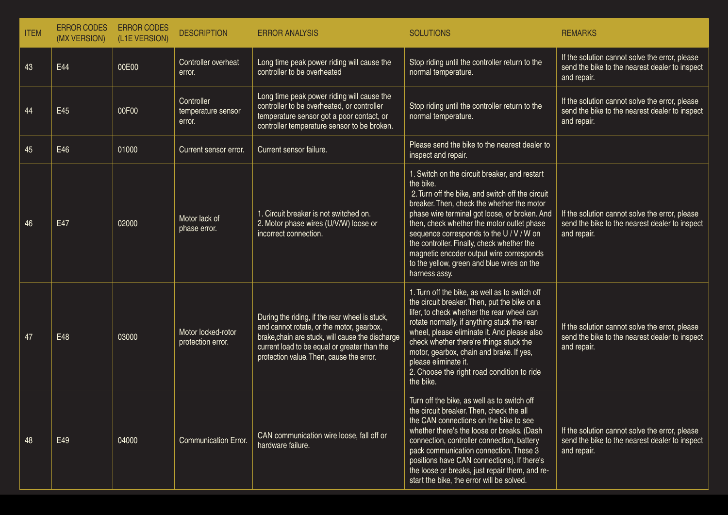| ITEM | ERROR CODES (MX VERSION) | ERROR CODES (L1E VERSION) | DESCRIPTION | ERROR ANALYSIS | SOLUTIONS | REMARKS |
|---|---|---|---|---|---|---|
| 43 | E44 | 00E00 | Controller overheat error. | Long time peak power riding will cause the controller to be overheated | Stop riding until the controller return to the normal temperature. | If the solution cannot solve the error, please send the bike to the nearest dealer to inspect and repair. |
| 44 | E45 | 00F00 | Controller temperature sensor error. | Long time peak power riding will cause the controller to be overheated, or controller temperature sensor got a poor contact, or controller temperature sensor to be broken. | Stop riding until the controller return to the normal temperature. | If the solution cannot solve the error, please send the bike to the nearest dealer to inspect and repair. |
| 45 | E46 | 01000 | Current sensor error. | Current sensor failure. | Please send the bike to the nearest dealer to inspect and repair. | |
| 46 | E47 | 02000 | Motor lack of phase error. | 1. Circuit breaker is not switched on.<br>2. Motor phase wires (U/V/W) loose or incorrect connection. | 1. Switch on the circuit breaker, and restart the bike.<br>2. Turn off the bike, and switch off the circuit breaker. Then, check the whether the motor phase wire terminal got loose, or broken. And then, check whether the motor outlet phase sequence corresponds to the U / V / W on the controller. Finally, check whether the magnetic encoder output wire corresponds to the yellow, green and blue wires on the harness assy. | If the solution cannot solve the error, please send the bike to the nearest dealer to inspect and repair. |
| 47 | E48 | 03000 | Motor locked-rotor protection error. | During the riding, if the rear wheel is stuck, and cannot rotate, or the motor, gearbox, brake,chain are stuck, will cause the discharge current load to be equal or greater than the protection value. Then, cause the error. | 1. Turn off the bike, as well as to switch off the circuit breaker. Then, put the bike on a lifer, to check whether the rear wheel can rotate normally, if anything stuck the rear wheel, please eliminate it. And please also check whether there're things stuck the motor, gearbox, chain and brake. If yes, please eliminate it.<br>2. Choose the right road condition to ride the bike. | If the solution cannot solve the error, please send the bike to the nearest dealer to inspect and repair. |
| 48 | E49 | 04000 | Communication Error. | CAN communication wire loose, fall off or hardware failure. | Turn off the bike, as well as to switch off the circuit breaker. Then, check the all the CAN connections on the bike to see whether there's the loose or breaks. (Dash connection, controller connection, battery pack communication connection. These 3 positions have CAN connections). If there's the loose or breaks, just repair them, and re-start the bike, the error will be solved. | If the solution cannot solve the error, please send the bike to the nearest dealer to inspect and repair. |